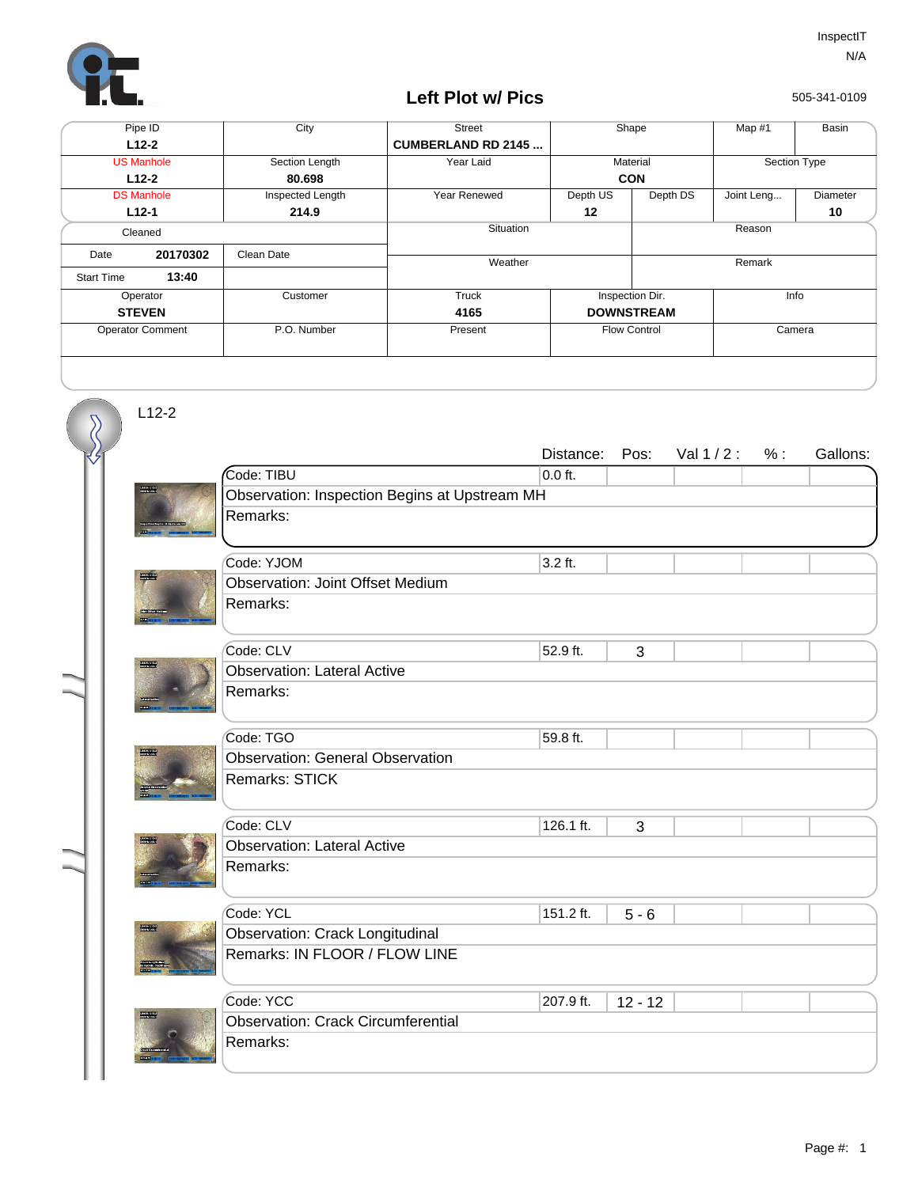InspectIT
N/A

505-341-0109

# Left Plot w/ Pics

| Pipe ID | City | Street | Shape | | Map #1 | Basin |
|---|---|---|---|---|---|---|
| **L12-2** | | **CUMBERLAND RD 2145 ...** | | | | |
| US Manhole | Section Length | Year Laid | Material | | Section Type | |
| **L12-2** | **80.698** | | **CON** | | | |
| DS Manhole | Inspected Length | Year Renewed | Depth US | Depth DS | Joint Leng... | Diameter |
| **L12-1** | **214.9** | | **12** | | | **10** |
| Cleaned | | Situation | | Reason | | |
| Date **20170302** | Clean Date | Weather | | Remark | | |
| Start Time **13:40** | | | | | | |
| Operator | Customer | Truck | Inspection Dir. | | Info | |
| **STEVEN** | | **4165** | **DOWNSTREAM** | | | |
| Operator Comment | P.O. Number | Present | Flow Control | | Camera | |

L12-2

| Code | Distance: | Pos: | Val 1 / 2 : | % : | Gallons: |
|---|---|---|---|---|---|
| Code: TIBU | 0.0 ft. | | | | |
| Observation: Inspection Begins at Upstream MH | | | | | |
| Remarks: | | | | | |
| Code: YJOM | 3.2 ft. | | | | |
| Observation: Joint Offset Medium | | | | | |
| Remarks: | | | | | |
| Code: CLV | 52.9 ft. | 3 | | | |
| Observation: Lateral Active | | | | | |
| Remarks: | | | | | |
| Code: TGO | 59.8 ft. | | | | |
| Observation: General Observation | | | | | |
| Remarks: STICK | | | | | |
| Code: CLV | 126.1 ft. | 3 | | | |
| Observation: Lateral Active | | | | | |
| Remarks: | | | | | |
| Code: YCL | 151.2 ft. | 5 - 6 | | | |
| Observation: Crack Longitudinal | | | | | |
| Remarks: IN FLOOR / FLOW LINE | | | | | |
| Code: YCC | 207.9 ft. | 12 - 12 | | | |
| Observation: Crack Circumferential | | | | | |
| Remarks: | | | | | |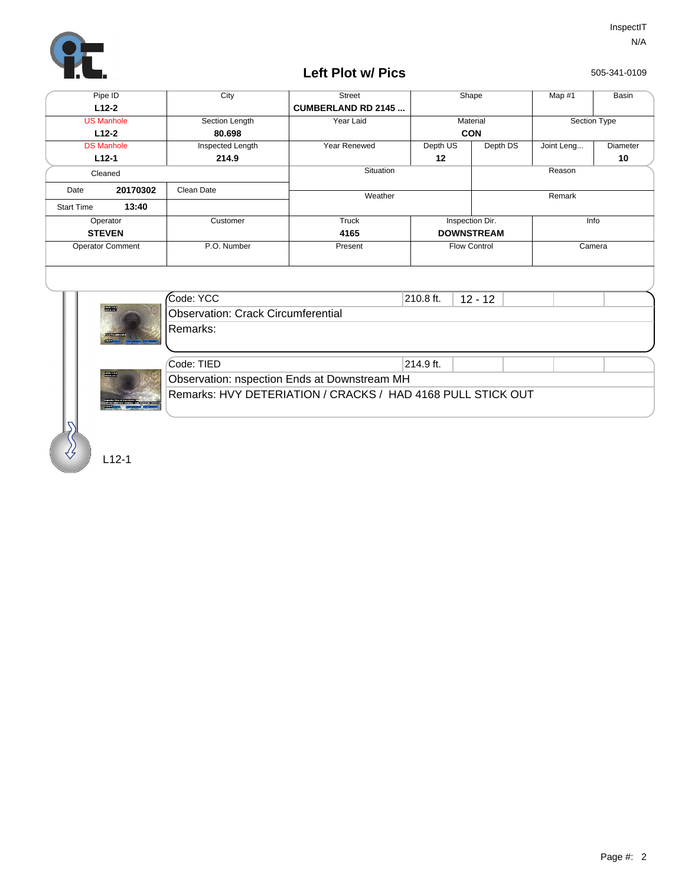InspectIT
N/A

# Left Plot w/ Pics

505-341-0109

| Pipe ID | City | Street | Shape | | Map #1 | Basin |
|---|---|---|---|---|---|---|
| **L12-2** | | **CUMBERLAND RD 2145 ...** | | | | |
| US Manhole | Section Length | Year Laid | Material | | Section Type | |
| **L12-2** | **80.698** | | **CON** | | | |
| DS Manhole | Inspected Length | Year Renewed | Depth US | Depth DS | Joint Leng... | Diameter |
| **L12-1** | **214.9** | | **12** | | | **10** |

| Cleaned | | Situation | Reason |
|---|---|---|---|
| Date **20170302** | Clean Date | Weather | Remark |
| Start Time **13:40** | | | |

| Operator | Customer | Truck | Inspection Dir. | Info |
|---|---|---|---|---|
| **STEVEN** | | **4165** | **DOWNSTREAM** | |
| Operator Comment | P.O. Number | Present | Flow Control | Camera |

| Code: YCC | 210.8 ft. | 12 - 12 |
|---|---|---|
| Observation: Crack Circumferential | | |
| Remarks: | | |

| Code: TIED | 214.9 ft. |
|---|---|
| Observation: nspection Ends at Downstream MH | |
| Remarks: HVY DETERIATION / CRACKS / HAD 4168 PULL STICK OUT | |

L12-1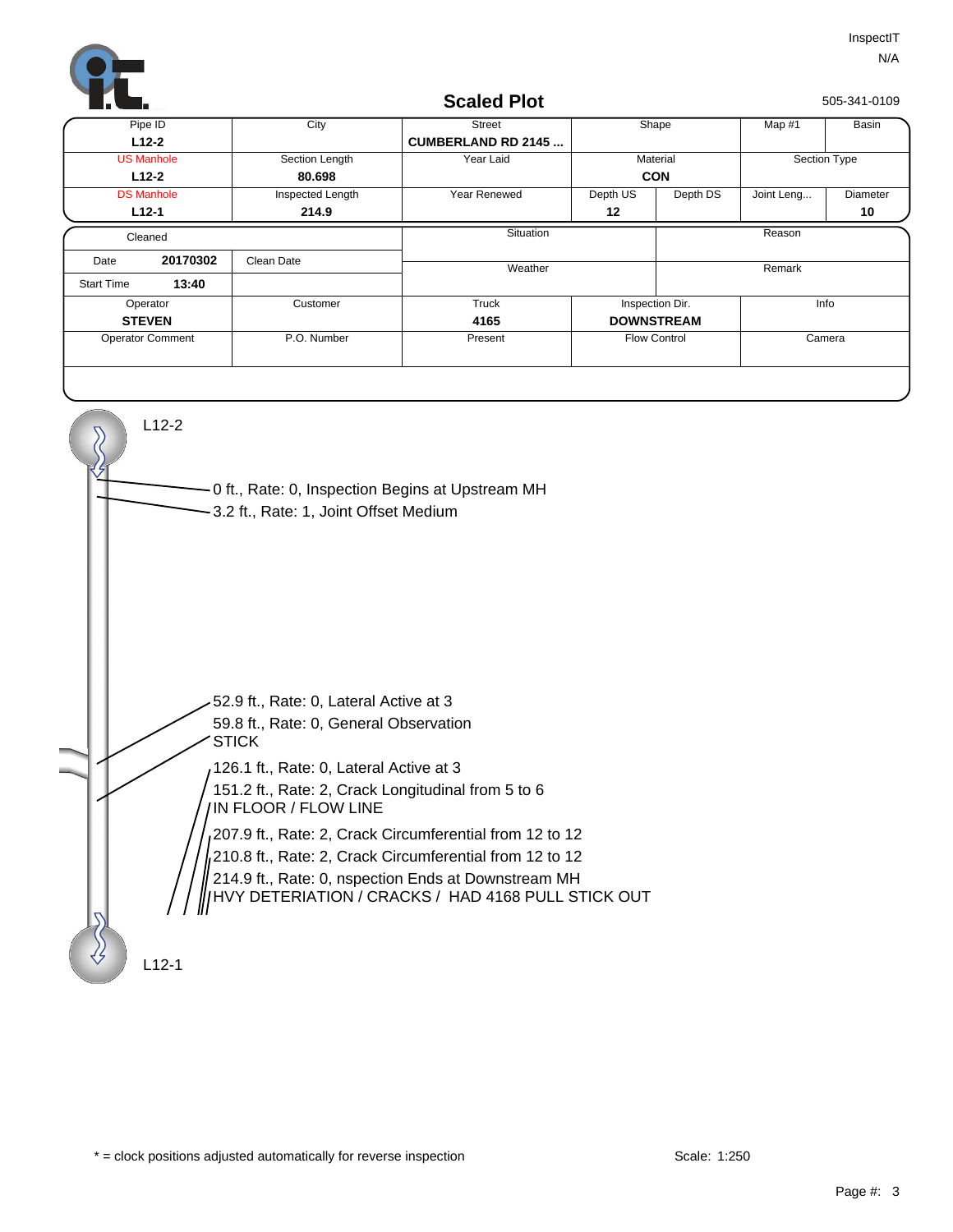InspectIT
N/A

# Scaled Plot

505-341-0109

| Pipe ID | City | Street | Shape | | Map #1 | Basin |
|---|---|---|---|---|---|---|
| **L12-2** | | **CUMBERLAND RD 2145 ...** | | | | |
| US Manhole | Section Length | Year Laid | Material | | Section Type | |
| **L12-2** | **80.698** | | **CON** | | | |
| DS Manhole | Inspected Length | Year Renewed | Depth US | Depth DS | Joint Leng... | Diameter |
| **L12-1** | **214.9** | | **12** | | | **10** |

| Cleaned | | Situation | Reason |
|---|---|---|---|
| Date **20170302** | Clean Date | Weather | Remark |
| Start Time **13:40** | | | |
| Operator | Customer | Truck | Inspection Dir. | Info |
| **STEVEN** | | **4165** | **DOWNSTREAM** | |
| Operator Comment | P.O. Number | Present | Flow Control | Camera |

L12-2

0 ft., Rate: 0, Inspection Begins at Upstream MH
3.2 ft., Rate: 1, Joint Offset Medium
52.9 ft., Rate: 0, Lateral Active at 3
59.8 ft., Rate: 0, General Observation
STICK
126.1 ft., Rate: 0, Lateral Active at 3
151.2 ft., Rate: 2, Crack Longitudinal from 5 to 6
IN FLOOR / FLOW LINE
207.9 ft., Rate: 2, Crack Circumferential from 12 to 12
210.8 ft., Rate: 2, Crack Circumferential from 12 to 12
214.9 ft., Rate: 0, nspection Ends at Downstream MH
HVY DETERIATION / CRACKS / HAD 4168 PULL STICK OUT

L12-1

* = clock positions adjusted automatically for reverse inspection

Scale: 1:250